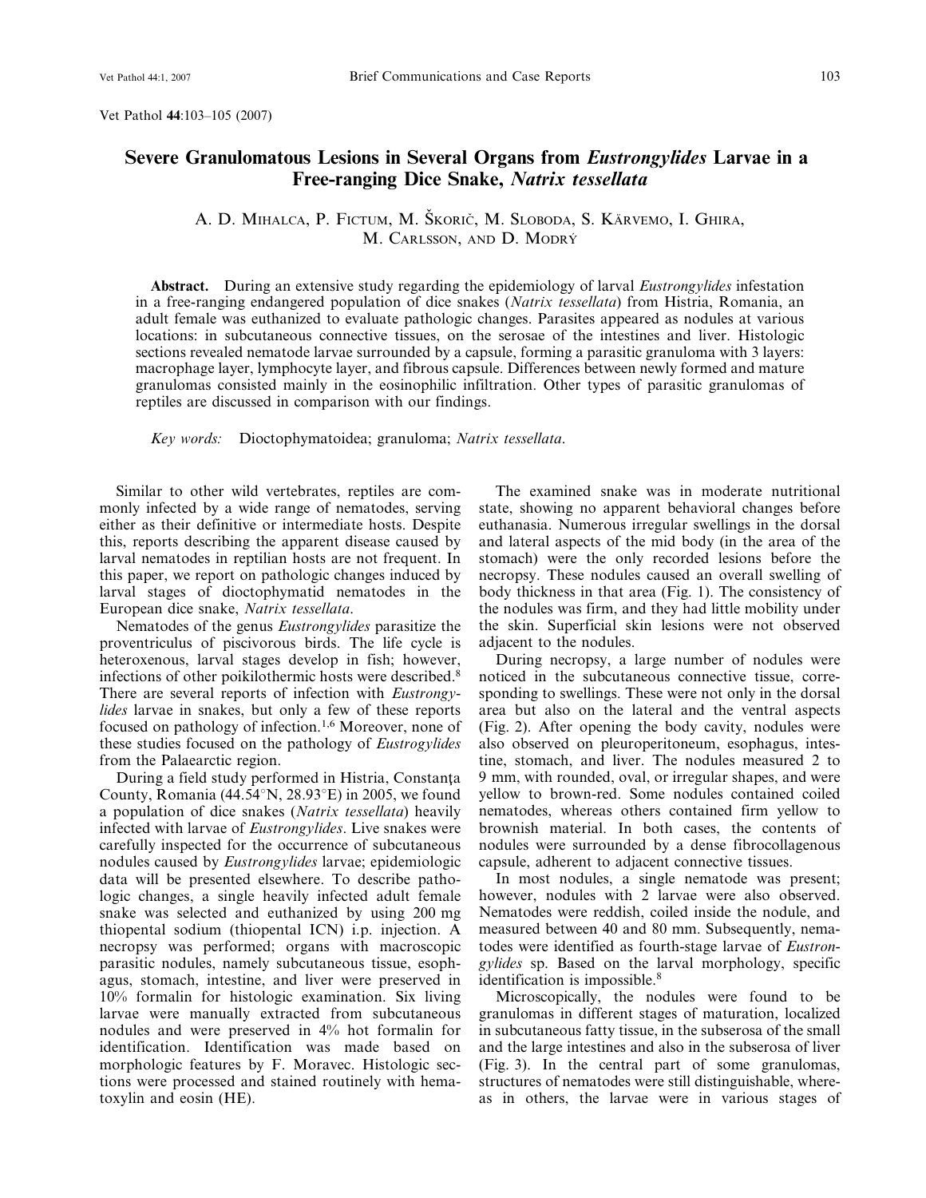Vet Pathol **44**:103–105 (2007)

# Severe Granulomatous Lesions in Several Organs from *Eustrongylides* Larvae in a Free-ranging Dice Snake, *Natrix tessellata*

A. D. Mihalca, P. Fictum, M. Škorič, M. Sloboda, S. Kärvemo, I. Ghira, M. Carlsson, and D. Modrý

**Abstract.** During an extensive study regarding the epidemiology of larval *Eustrongylides* infestation in a free-ranging endangered population of dice snakes (*Natrix tessellata*) from Histria, Romania, an adult female was euthanized to evaluate pathologic changes. Parasites appeared as nodules at various locations: in subcutaneous connective tissues, on the serosae of the intestines and liver. Histologic sections revealed nematode larvae surrounded by a capsule, forming a parasitic granuloma with 3 layers: macrophage layer, lymphocyte layer, and fibrous capsule. Differences between newly formed and mature granulomas consisted mainly in the eosinophilic infiltration. Other types of parasitic granulomas of reptiles are discussed in comparison with our findings.

*Key words:* Dioctophymatoidea; granuloma; *Natrix tessellata*.

Similar to other wild vertebrates, reptiles are commonly infected by a wide range of nematodes, serving either as their definitive or intermediate hosts. Despite this, reports describing the apparent disease caused by larval nematodes in reptilian hosts are not frequent. In this paper, we report on pathologic changes induced by larval stages of dioctophymatid nematodes in the European dice snake, *Natrix tessellata*.

Nematodes of the genus *Eustrongylides* parasitize the proventriculus of piscivorous birds. The life cycle is heteroxenous, larval stages develop in fish; however, infections of other poikilothermic hosts were described.[8] There are several reports of infection with *Eustrongylides* larvae in snakes, but only a few of these reports focused on pathology of infection.[1,6] Moreover, none of these studies focused on the pathology of *Eustrogylides* from the Palaearctic region.

During a field study performed in Histria, Constanţa County, Romania (44.54°N, 28.93°E) in 2005, we found a population of dice snakes (*Natrix tessellata*) heavily infected with larvae of *Eustrongylides*. Live snakes were carefully inspected for the occurrence of subcutaneous nodules caused by *Eustrongylides* larvae; epidemiologic data will be presented elsewhere. To describe pathologic changes, a single heavily infected adult female snake was selected and euthanized by using 200 mg thiopental sodium (thiopental ICN) i.p. injection. A necropsy was performed; organs with macroscopic parasitic nodules, namely subcutaneous tissue, esophagus, stomach, intestine, and liver were preserved in 10% formalin for histologic examination. Six living larvae were manually extracted from subcutaneous nodules and were preserved in 4% hot formalin for identification. Identification was made based on morphologic features by F. Moravec. Histologic sections were processed and stained routinely with hematoxylin and eosin (HE).

The examined snake was in moderate nutritional state, showing no apparent behavioral changes before euthanasia. Numerous irregular swellings in the dorsal and lateral aspects of the mid body (in the area of the stomach) were the only recorded lesions before the necropsy. These nodules caused an overall swelling of body thickness in that area (Fig. 1). The consistency of the nodules was firm, and they had little mobility under the skin. Superficial skin lesions were not observed adjacent to the nodules.

During necropsy, a large number of nodules were noticed in the subcutaneous connective tissue, corresponding to swellings. These were not only in the dorsal area but also on the lateral and the ventral aspects (Fig. 2). After opening the body cavity, nodules were also observed on pleuroperitoneum, esophagus, intestine, stomach, and liver. The nodules measured 2 to 9 mm, with rounded, oval, or irregular shapes, and were yellow to brown-red. Some nodules contained coiled nematodes, whereas others contained firm yellow to brownish material. In both cases, the contents of nodules were surrounded by a dense fibrocollagenous capsule, adherent to adjacent connective tissues.

In most nodules, a single nematode was present; however, nodules with 2 larvae were also observed. Nematodes were reddish, coiled inside the nodule, and measured between 40 and 80 mm. Subsequently, nematodes were identified as fourth-stage larvae of *Eustrongylides* sp. Based on the larval morphology, specific identification is impossible.[8]

Microscopically, the nodules were found to be granulomas in different stages of maturation, localized in subcutaneous fatty tissue, in the subserosa of the small and the large intestines and also in the subserosa of liver (Fig. 3). In the central part of some granulomas, structures of nematodes were still distinguishable, whereas in others, the larvae were in various stages of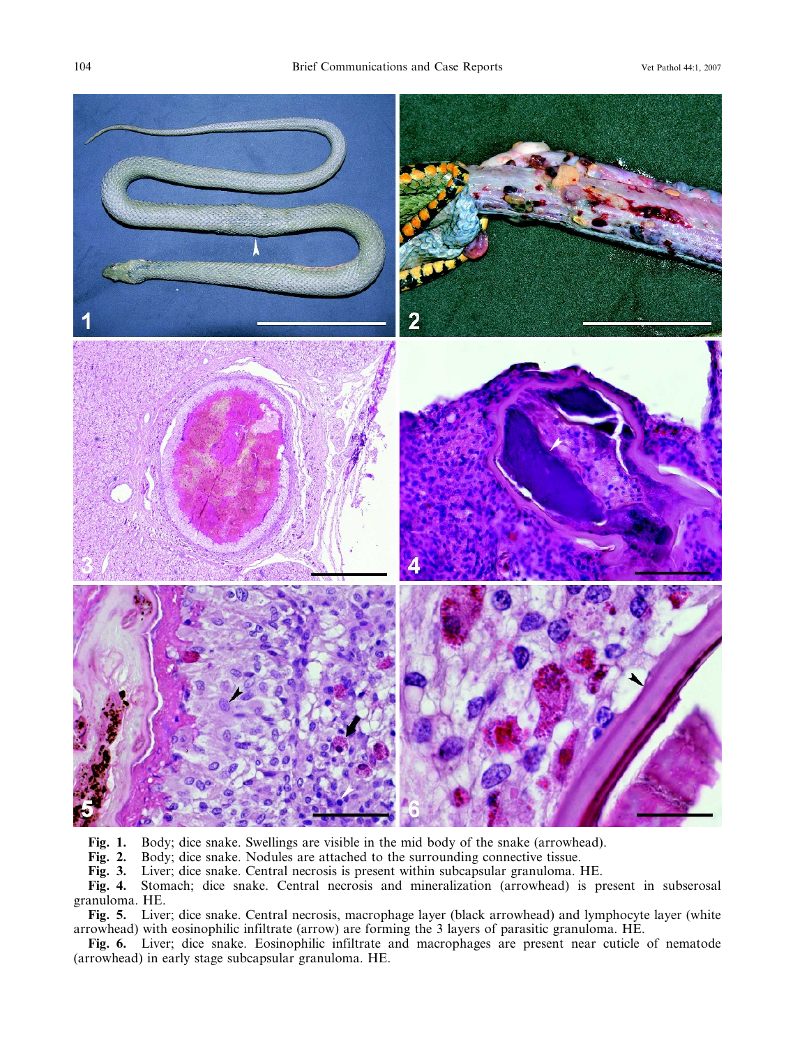**Fig. 1.** Body; dice snake. Swellings are visible in the mid body of the snake (arrowhead).

**Fig. 2.** Body; dice snake. Nodules are attached to the surrounding connective tissue.

**Fig. 3.** Liver; dice snake. Central necrosis is present within subcapsular granuloma. HE.

**Fig. 4.** Stomach; dice snake. Central necrosis and mineralization (arrowhead) is present in subserosal granuloma. HE.

**Fig. 5.** Liver; dice snake. Central necrosis, macrophage layer (black arrowhead) and lymphocyte layer (white arrowhead) with eosinophilic infiltrate (arrow) are forming the 3 layers of parasitic granuloma. HE.

**Fig. 6.** Liver; dice snake. Eosinophilic infiltrate and macrophages are present near cuticle of nematode (arrowhead) in early stage subcapsular granuloma. HE.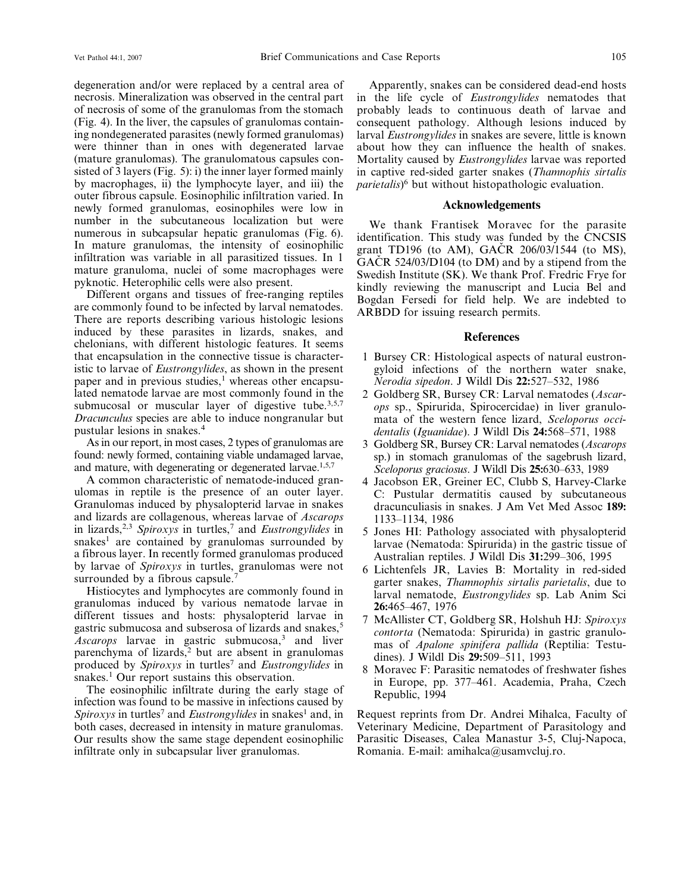degeneration and/or were replaced by a central area of necrosis. Mineralization was observed in the central part of necrosis of some of the granulomas from the stomach (Fig. 4). In the liver, the capsules of granulomas containing nondegenerated parasites (newly formed granulomas) were thinner than in ones with degenerated larvae (mature granulomas). The granulomatous capsules consisted of 3 layers (Fig. 5): i) the inner layer formed mainly by macrophages, ii) the lymphocyte layer, and iii) the outer fibrous capsule. Eosinophilic infiltration varied. In newly formed granulomas, eosinophiles were low in number in the subcutaneous localization but were numerous in subcapsular hepatic granulomas (Fig. 6). In mature granulomas, the intensity of eosinophilic infiltration was variable in all parasitized tissues. In 1 mature granuloma, nuclei of some macrophages were pyknotic. Heterophilic cells were also present.

Different organs and tissues of free-ranging reptiles are commonly found to be infected by larval nematodes. There are reports describing various histologic lesions induced by these parasites in lizards, snakes, and chelonians, with different histologic features. It seems that encapsulation in the connective tissue is characteristic to larvae of *Eustrongylides*, as shown in the present paper and in previous studies,[1] whereas other encapsulated nematode larvae are most commonly found in the submucosal or muscular layer of digestive tube.[3,5,7] *Dracunculus* species are able to induce nongranular but pustular lesions in snakes.[4]

As in our report, in most cases, 2 types of granulomas are found: newly formed, containing viable undamaged larvae, and mature, with degenerating or degenerated larvae.[1,5,7]

A common characteristic of nematode-induced granulomas in reptile is the presence of an outer layer. Granulomas induced by physalopterid larvae in snakes and lizards are collagenous, whereas larvae of *Ascarops* in lizards,[2,3] *Spiroxys* in turtles,[7] and *Eustrongylides* in snakes[1] are contained by granulomas surrounded by a fibrous layer. In recently formed granulomas produced by larvae of *Spiroxys* in turtles, granulomas were not surrounded by a fibrous capsule.[7]

Histiocytes and lymphocytes are commonly found in granulomas induced by various nematode larvae in different tissues and hosts: physalopterid larvae in gastric submucosa and subserosa of lizards and snakes,[5] *Ascarops* larvae in gastric submucosa,[3] and liver parenchyma of lizards,[2] but are absent in granulomas produced by *Spiroxys* in turtles[7] and *Eustrongylides* in snakes.[1] Our report sustains this observation.

The eosinophilic infiltrate during the early stage of infection was found to be massive in infections caused by *Spiroxys* in turtles[7] and *Eustrongylides* in snakes[1] and, in both cases, decreased in intensity in mature granulomas. Our results show the same stage dependent eosinophilic infiltrate only in subcapsular liver granulomas.

Apparently, snakes can be considered dead-end hosts in the life cycle of *Eustrongylides* nematodes that probably leads to continuous death of larvae and consequent pathology. Although lesions induced by larval *Eustrongylides* in snakes are severe, little is known about how they can influence the health of snakes. Mortality caused by *Eustrongylides* larvae was reported in captive red-sided garter snakes (*Thamnophis sirtalis parietalis*)[6] but without histopathologic evaluation.

## Acknowledgements

We thank Frantisek Moravec for the parasite identification. This study was funded by the CNCSIS grant TD196 (to AM), GAČR 206/03/1544 (to MS), GAČR 524/03/D104 (to DM) and by a stipend from the Swedish Institute (SK). We thank Prof. Fredric Frye for kindly reviewing the manuscript and Lucia Bel and Bogdan Fersedi for field help. We are indebted to ARBDD for issuing research permits.

## References

1. Bursey CR: Histological aspects of natural eustrongyloid infections of the northern water snake, *Nerodia sipedon*. J Wildl Dis **22:**527–532, 1986
2. Goldberg SR, Bursey CR: Larval nematodes (*Ascarops* sp., Spirurida, Spirocercidae) in liver granulomata of the western fence lizard, *Sceloporus occidentalis* (*Iguanidae*). J Wildl Dis **24:**568–571, 1988
3. Goldberg SR, Bursey CR: Larval nematodes (*Ascarops* sp.) in stomach granulomas of the sagebrush lizard, *Sceloporus graciosus*. J Wildl Dis **25:**630–633, 1989
4. Jacobson ER, Greiner EC, Clubb S, Harvey-Clarke C: Pustular dermatitis caused by subcutaneous dracunculiasis in snakes. J Am Vet Med Assoc **189:** 1133–1134, 1986
5. Jones HI: Pathology associated with physalopterid larvae (Nematoda: Spirurida) in the gastric tissue of Australian reptiles. J Wildl Dis **31:**299–306, 1995
6. Lichtenfels JR, Lavies B: Mortality in red-sided garter snakes, *Thamnophis sirtalis parietalis*, due to larval nematode, *Eustrongylides* sp. Lab Anim Sci **26:**465–467, 1976
7. McAllister CT, Goldberg SR, Holshuh HJ: *Spiroxys contorta* (Nematoda: Spirurida) in gastric granulomas of *Apalone spinifera pallida* (Reptilia: Testudines). J Wildl Dis **29:**509–511, 1993
8. Moravec F: Parasitic nematodes of freshwater fishes in Europe, pp. 377–461. Academia, Praha, Czech Republic, 1994

Request reprints from Dr. Andrei Mihalca, Faculty of Veterinary Medicine, Department of Parasitology and Parasitic Diseases, Calea Manastur 3-5, Cluj-Napoca, Romania. E-mail: amihalca@usamvcluj.ro.